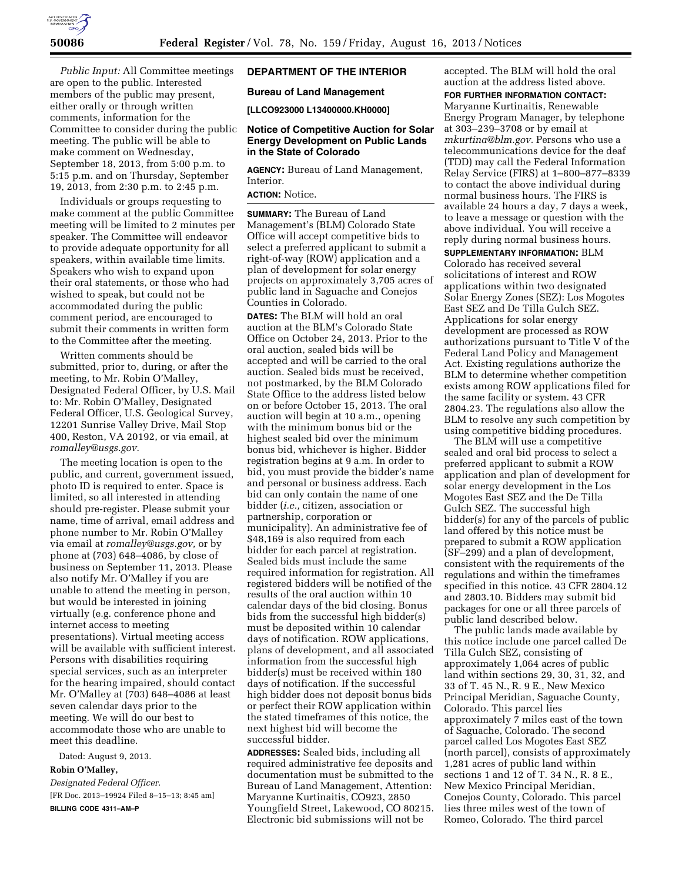*Public Input:* All Committee meetings are open to the public. Interested members of the public may present, either orally or through written comments, information for the Committee to consider during the public meeting. The public will be able to make comment on Wednesday, September 18, 2013, from 5:00 p.m. to 5:15 p.m. and on Thursday, September 19, 2013, from 2:30 p.m. to 2:45 p.m.

Individuals or groups requesting to make comment at the public Committee meeting will be limited to 2 minutes per speaker. The Committee will endeavor to provide adequate opportunity for all speakers, within available time limits. Speakers who wish to expand upon their oral statements, or those who had wished to speak, but could not be accommodated during the public comment period, are encouraged to submit their comments in written form to the Committee after the meeting.

Written comments should be submitted, prior to, during, or after the meeting, to Mr. Robin O'Malley, Designated Federal Officer, by U.S. Mail to: Mr. Robin O'Malley, Designated Federal Officer, U.S. Geological Survey, 12201 Sunrise Valley Drive, Mail Stop 400, Reston, VA 20192, or via email, at *romalley@usgs.gov.*

The meeting location is open to the public, and current, government issued, photo ID is required to enter. Space is limited, so all interested in attending should pre-register. Please submit your name, time of arrival, email address and phone number to Mr. Robin O'Malley via email at *romalley@usgs.gov,* or by phone at (703) 648–4086, by close of business on September 11, 2013. Please also notify Mr. O'Malley if you are unable to attend the meeting in person, but would be interested in joining virtually (e.g. conference phone and internet access to meeting presentations). Virtual meeting access will be available with sufficient interest. Persons with disabilities requiring special services, such as an interpreter for the hearing impaired, should contact Mr. O'Malley at (703) 648–4086 at least seven calendar days prior to the meeting. We will do our best to accommodate those who are unable to meet this deadline.

Dated: August 9, 2013.

**Robin O'Malley,**

*Designated Federal Officer.*

[FR Doc. 2013–19924 Filed 8–15–13; 8:45 am]

**BILLING CODE 4311–AM–P**

## DEPARTMENT OF THE INTERIOR

### Bureau of Land Management

**[LLCO923000 L13400000.KH0000]**

### Notice of Competitive Auction for Solar Energy Development on Public Lands in the State of Colorado

**AGENCY:** Bureau of Land Management, Interior.

**ACTION:** Notice.

**SUMMARY:** The Bureau of Land Management's (BLM) Colorado State Office will accept competitive bids to select a preferred applicant to submit a right-of-way (ROW) application and a plan of development for solar energy projects on approximately 3,705 acres of public land in Saguache and Conejos Counties in Colorado.

**DATES:** The BLM will hold an oral auction at the BLM's Colorado State Office on October 24, 2013. Prior to the oral auction, sealed bids will be accepted and will be carried to the oral auction. Sealed bids must be received, not postmarked, by the BLM Colorado State Office to the address listed below on or before October 15, 2013. The oral auction will begin at 10 a.m., opening with the minimum bonus bid or the highest sealed bid over the minimum bonus bid, whichever is higher. Bidder registration begins at 9 a.m. In order to bid, you must provide the bidder's name and personal or business address. Each bid can only contain the name of one bidder (*i.e.,* citizen, association or partnership, corporation or municipality). An administrative fee of $48,169 is also required from each bidder for each parcel at registration. Sealed bids must include the same required information for registration. All registered bidders will be notified of the results of the oral auction within 10 calendar days of the bid closing. Bonus bids from the successful high bidder(s) must be deposited within 10 calendar days of notification. ROW applications, plans of development, and all associated information from the successful high bidder(s) must be received within 180 days of notification. If the successful high bidder does not deposit bonus bids or perfect their ROW application within the stated timeframes of this notice, the next highest bid will become the successful bidder.

**ADDRESSES:** Sealed bids, including all required administrative fee deposits and documentation must be submitted to the Bureau of Land Management, Attention: Maryanne Kurtinaitis, CO923, 2850 Youngfield Street, Lakewood, CO 80215. Electronic bid submissions will not be accepted. The BLM will hold the oral auction at the address listed above.

**FOR FURTHER INFORMATION CONTACT:** Maryanne Kurtinaitis, Renewable Energy Program Manager, by telephone at 303–239–3708 or by email at *mkurtina@blm.gov.* Persons who use a telecommunications device for the deaf (TDD) may call the Federal Information Relay Service (FIRS) at 1–800–877–8339 to contact the above individual during normal business hours. The FIRS is available 24 hours a day, 7 days a week, to leave a message or question with the above individual. You will receive a reply during normal business hours.

**SUPPLEMENTARY INFORMATION:** BLM Colorado has received several solicitations of interest and ROW applications within two designated Solar Energy Zones (SEZ): Los Mogotes East SEZ and De Tilla Gulch SEZ. Applications for solar energy development are processed as ROW authorizations pursuant to Title V of the Federal Land Policy and Management Act. Existing regulations authorize the BLM to determine whether competition exists among ROW applications filed for the same facility or system. 43 CFR 2804.23. The regulations also allow the BLM to resolve any such competition by using competitive bidding procedures.

The BLM will use a competitive sealed and oral bid process to select a preferred applicant to submit a ROW application and plan of development for solar energy development in the Los Mogotes East SEZ and the De Tilla Gulch SEZ. The successful high bidder(s) for any of the parcels of public land offered by this notice must be prepared to submit a ROW application (SF–299) and a plan of development, consistent with the requirements of the regulations and within the timeframes specified in this notice. 43 CFR 2804.12 and 2803.10. Bidders may submit bid packages for one or all three parcels of public land described below.

The public lands made available by this notice include one parcel called De Tilla Gulch SEZ, consisting of approximately 1,064 acres of public land within sections 29, 30, 31, 32, and 33 of T. 45 N., R. 9 E., New Mexico Principal Meridian, Saguache County, Colorado. This parcel lies approximately 7 miles east of the town of Saguache, Colorado. The second parcel called Los Mogotes East SEZ (north parcel), consists of approximately 1,281 acres of public land within sections 1 and 12 of T. 34 N., R. 8 E., New Mexico Principal Meridian, Conejos County, Colorado. This parcel lies three miles west of the town of Romeo, Colorado. The third parcel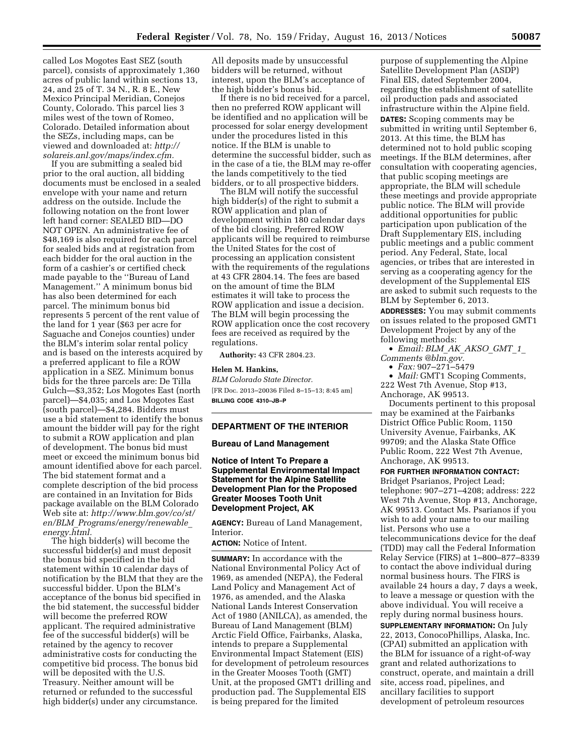called Los Mogotes East SEZ (south parcel), consists of approximately 1,360 acres of public land within sections 13, 24, and 25 of T. 34 N., R. 8 E., New Mexico Principal Meridian, Conejos County, Colorado. This parcel lies 3 miles west of the town of Romeo, Colorado. Detailed information about the SEZs, including maps, can be viewed and downloaded at: *http://solareis.anl.gov/maps/index.cfm.*

If you are submitting a sealed bid prior to the oral auction, all bidding documents must be enclosed in a sealed envelope with your name and return address on the outside. Include the following notation on the front lower left hand corner: SEALED BID—DO NOT OPEN. An administrative fee of $48,169 is also required for each parcel for sealed bids and at registration from each bidder for the oral auction in the form of a cashier's or certified check made payable to the ''Bureau of Land Management.'' A minimum bonus bid has also been determined for each parcel. The minimum bonus bid represents 5 percent of the rent value of the land for 1 year ($63 per acre for Saguache and Conejos counties) under the BLM's interim solar rental policy and is based on the interests acquired by a preferred applicant to file a ROW application in a SEZ. Minimum bonus bids for the three parcels are: De Tilla Gulch—$3,352; Los Mogotes East (north parcel)—$4,035; and Los Mogotes East (south parcel)—$4,284. Bidders must use a bid statement to identify the bonus amount the bidder will pay for the right to submit a ROW application and plan of development. The bonus bid must meet or exceed the minimum bonus bid amount identified above for each parcel. The bid statement format and a complete description of the bid process are contained in an Invitation for Bids package available on the BLM Colorado Web site at: *http://www.blm.gov/co/st/en/BLM_Programs/energy/renewable_energy.html.*

The high bidder(s) will become the successful bidder(s) and must deposit the bonus bid specified in the bid statement within 10 calendar days of notification by the BLM that they are the successful bidder. Upon the BLM's acceptance of the bonus bid specified in the bid statement, the successful bidder will become the preferred ROW applicant. The required administrative fee of the successful bidder(s) will be retained by the agency to recover administrative costs for conducting the competitive bid process. The bonus bid will be deposited with the U.S. Treasury. Neither amount will be returned or refunded to the successful high bidder(s) under any circumstance. All deposits made by unsuccessful bidders will be returned, without interest, upon the BLM's acceptance of the high bidder's bonus bid.

If there is no bid received for a parcel, then no preferred ROW applicant will be identified and no application will be processed for solar energy development under the procedures listed in this notice. If the BLM is unable to determine the successful bidder, such as in the case of a tie, the BLM may re-offer the lands competitively to the tied bidders, or to all prospective bidders.

The BLM will notify the successful high bidder(s) of the right to submit a ROW application and plan of development within 180 calendar days of the bid closing. Preferred ROW applicants will be required to reimburse the United States for the cost of processing an application consistent with the requirements of the regulations at 43 CFR 2804.14. The fees are based on the amount of time the BLM estimates it will take to process the ROW application and issue a decision. The BLM will begin processing the ROW application once the cost recovery fees are received as required by the regulations.

**Authority:** 43 CFR 2804.23.

**Helen M. Hankins,**

*BLM Colorado State Director.*

[FR Doc. 2013–20036 Filed 8–15–13; 8:45 am]

**BILLING CODE 4310–JB–P**

## DEPARTMENT OF THE INTERIOR

### Bureau of Land Management

### Notice of Intent To Prepare a Supplemental Environmental Impact Statement for the Alpine Satellite Development Plan for the Proposed Greater Mooses Tooth Unit Development Project, AK

**AGENCY:** Bureau of Land Management, Interior.

**ACTION:** Notice of Intent.

**SUMMARY:** In accordance with the National Environmental Policy Act of 1969, as amended (NEPA), the Federal Land Policy and Management Act of 1976, as amended, and the Alaska National Lands Interest Conservation Act of 1980 (ANILCA), as amended, the Bureau of Land Management (BLM) Arctic Field Office, Fairbanks, Alaska, intends to prepare a Supplemental Environmental Impact Statement (EIS) for development of petroleum resources in the Greater Mooses Tooth (GMT) Unit, at the proposed GMT1 drilling and production pad. The Supplemental EIS is being prepared for the limited purpose of supplementing the Alpine Satellite Development Plan (ASDP) Final EIS, dated September 2004, regarding the establishment of satellite oil production pads and associated infrastructure within the Alpine field.

**DATES:** Scoping comments may be submitted in writing until September 6, 2013. At this time, the BLM has determined not to hold public scoping meetings. If the BLM determines, after consultation with cooperating agencies, that public scoping meetings are appropriate, the BLM will schedule these meetings and provide appropriate public notice. The BLM will provide additional opportunities for public participation upon publication of the Draft Supplementary EIS, including public meetings and a public comment period. Any Federal, State, local agencies, or tribes that are interested in serving as a cooperating agency for the development of the Supplemental EIS are asked to submit such requests to the BLM by September 6, 2013.

**ADDRESSES:** You may submit comments on issues related to the proposed GMT1 Development Project by any of the following methods:

- *Email: BLM_AK_AKSO_GMT_1_Comments @blm.gov.*
- *Fax:* 907–271–5479
- *Mail:* GMT1 Scoping Comments, 222 West 7th Avenue, Stop #13, Anchorage, AK 99513.

Documents pertinent to this proposal may be examined at the Fairbanks District Office Public Room, 1150 University Avenue, Fairbanks, AK 99709; and the Alaska State Office Public Room, 222 West 7th Avenue, Anchorage, AK 99513.

**FOR FURTHER INFORMATION CONTACT:** Bridget Psarianos, Project Lead; telephone: 907–271–4208; address: 222 West 7th Avenue, Stop #13, Anchorage, AK 99513. Contact Ms. Psarianos if you wish to add your name to our mailing list. Persons who use a telecommunications device for the deaf (TDD) may call the Federal Information Relay Service (FIRS) at 1–800–877–8339 to contact the above individual during normal business hours. The FIRS is available 24 hours a day, 7 days a week, to leave a message or question with the above individual. You will receive a reply during normal business hours.

**SUPPLEMENTARY INFORMATION:** On July 22, 2013, ConocoPhillips, Alaska, Inc. (CPAI) submitted an application with the BLM for issuance of a right-of-way grant and related authorizations to construct, operate, and maintain a drill site, access road, pipelines, and ancillary facilities to support development of petroleum resources